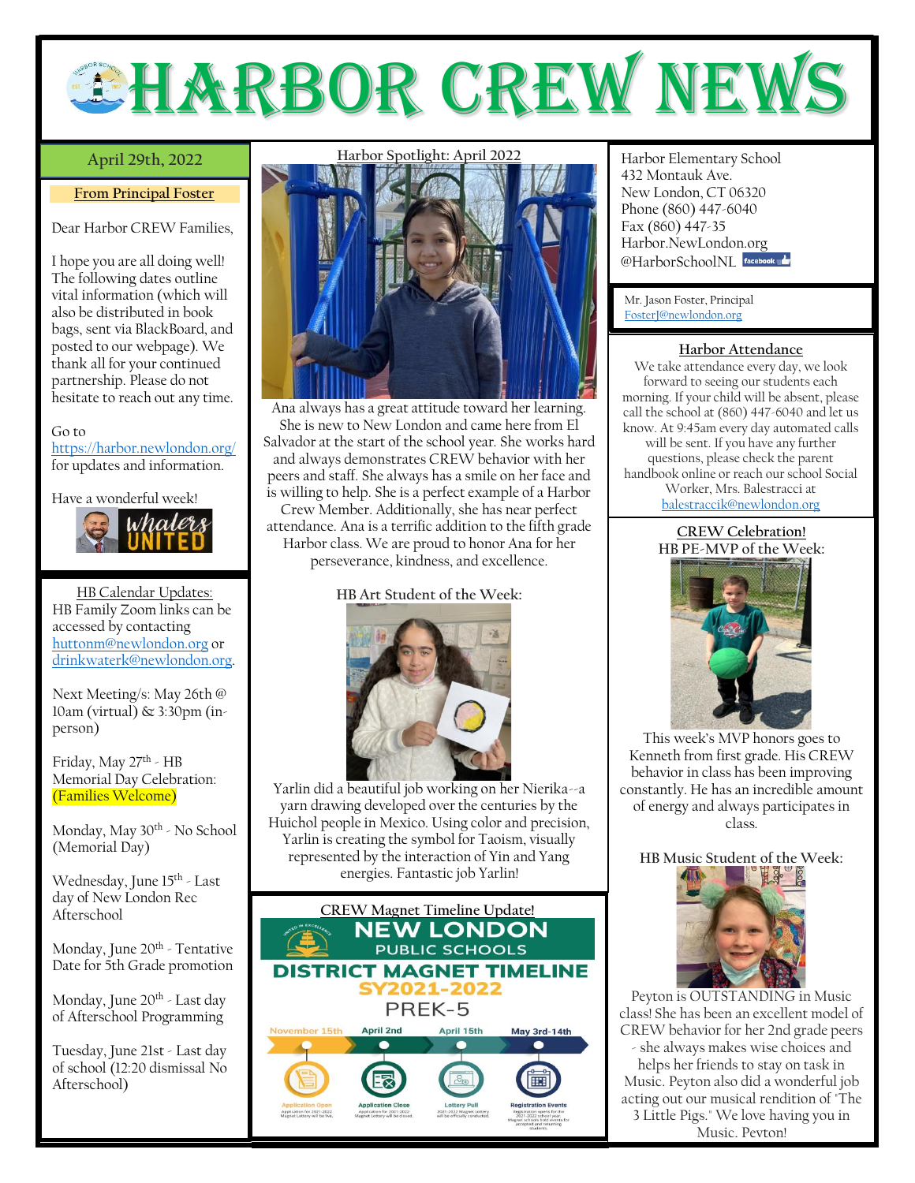# HARBOR CREW NEWS

April 29th, 2022

## From Principal Foster

Dear Harbor CREW Families,

I hope you are all doing well! The following dates outline vital information (which will also be distributed in book bags, sent via BlackBoard, and posted to our webpage). We thank all for your continued partnership. Please do not hesitate to reach out any time.

Go to https://harbor.newlondon.org/ for updates and information.

Have a wonderful week!

## HB Calendar Updates:

HB Family Zoom links can be accessed by contacting huttonm@newlondon.org or drinkwaterk@newlondon.org.

Next Meeting/s: May 26th @ 10am (virtual) & 3:30pm (in-person)

Friday, May 27th - HB Memorial Day Celebration: (Families Welcome)

Monday, May 30th - No School (Memorial Day)

Wednesday, June 15th - Last day of New London Rec Afterschool

Monday, June 20th - Tentative Date for 5th Grade promotion

Monday, June 20th - Last day of Afterschool Programming

Tuesday, June 21st - Last day of school (12:20 dismissal No Afterschool)

## Harbor Spotlight: April 2022

Ana always has a great attitude toward her learning. She is new to New London and came here from El Salvador at the start of the school year. She works hard and always demonstrates CREW behavior with her peers and staff. She always has a smile on her face and is willing to help. She is a perfect example of a Harbor Crew Member. Additionally, she has near perfect attendance. Ana is a terrific addition to the fifth grade Harbor class. We are proud to honor Ana for her perseverance, kindness, and excellence.

## HB Art Student of the Week:

Yarlin did a beautiful job working on her Nierika--a yarn drawing developed over the centuries by the Huichol people in Mexico. Using color and precision, Yarlin is creating the symbol for Taoism, visually represented by the interaction of Yin and Yang energies. Fantastic job Yarlin!

## CREW Magnet Timeline Update!

NEW LONDON PUBLIC SCHOOLS
DISTRICT MAGNET TIMELINE
SY2021-2022
PREK-5

- November 15th – Application Open: Application for 2021-2022 Magnet Lottery will be live.
- April 2nd – Application Close: Application for 2021-2022 Magnet Lottery will be closed.
- April 15th – Lottery Pull: 2021-2022 Magnet Lottery will be officially conducted.
- May 3rd-14th – Registration Events: Registration opens for the 2021-2022 school year. Magnet schools hold events for accepted and returning students.

Harbor Elementary School
432 Montauk Ave.
New London, CT 06320
Phone (860) 447-6040
Fax (860) 447-35
Harbor.NewLondon.org
@HarborSchoolNL

Mr. Jason Foster, Principal
FosterJ@newlondon.org

## Harbor Attendance

We take attendance every day, we look forward to seeing our students each morning. If your child will be absent, please call the school at (860) 447-6040 and let us know. At 9:45am every day automated calls will be sent. If you have any further questions, please check the parent handbook online or reach our school Social Worker, Mrs. Balestracci at balestraccik@newlondon.org

## CREW Celebration!

### HB PE-MVP of the Week:

This week's MVP honors goes to Kenneth from first grade. His CREW behavior in class has been improving constantly. He has an incredible amount of energy and always participates in class.

### HB Music Student of the Week:

Peyton is OUTSTANDING in Music class! She has been an excellent model of CREW behavior for her 2nd grade peers - she always makes wise choices and helps her friends to stay on task in Music. Peyton also did a wonderful job acting out our musical rendition of "The 3 Little Pigs." We love having you in Music. Peyton!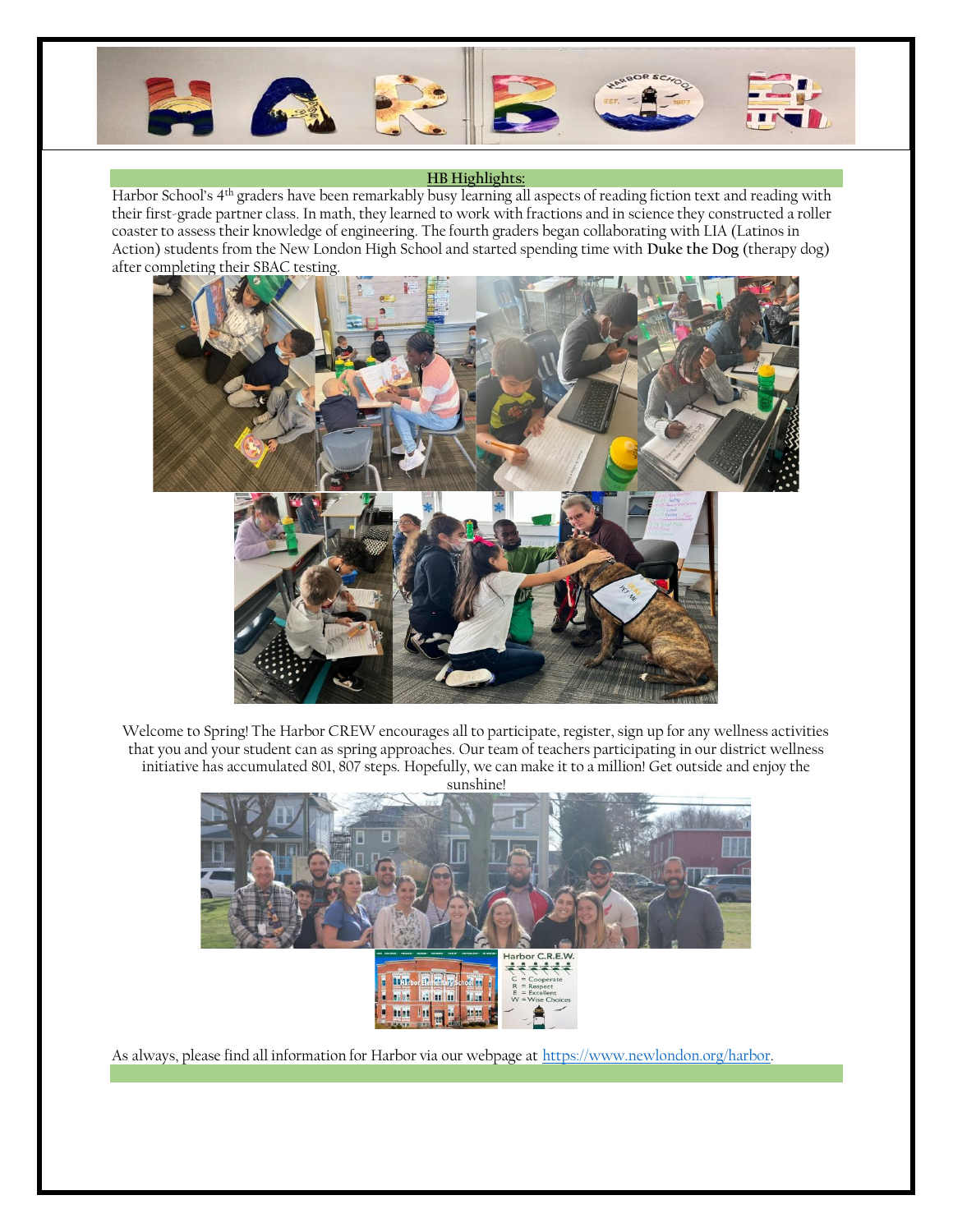**HB Highlights:**

Harbor School's 4th graders have been remarkably busy learning all aspects of reading fiction text and reading with their first-grade partner class. In math, they learned to work with fractions and in science they constructed a roller coaster to assess their knowledge of engineering. The fourth graders began collaborating with LIA (Latinos in Action) students from the New London High School and started spending time with **Duke the Dog** (therapy dog) after completing their SBAC testing.

Welcome to Spring! The Harbor CREW encourages all to participate, register, sign up for any wellness activities that you and your student can as spring approaches. Our team of teachers participating in our district wellness initiative has accumulated 801, 807 steps. Hopefully, we can make it to a million! Get outside and enjoy the sunshine!

As always, please find all information for Harbor via our webpage at https://www.newlondon.org/harbor.